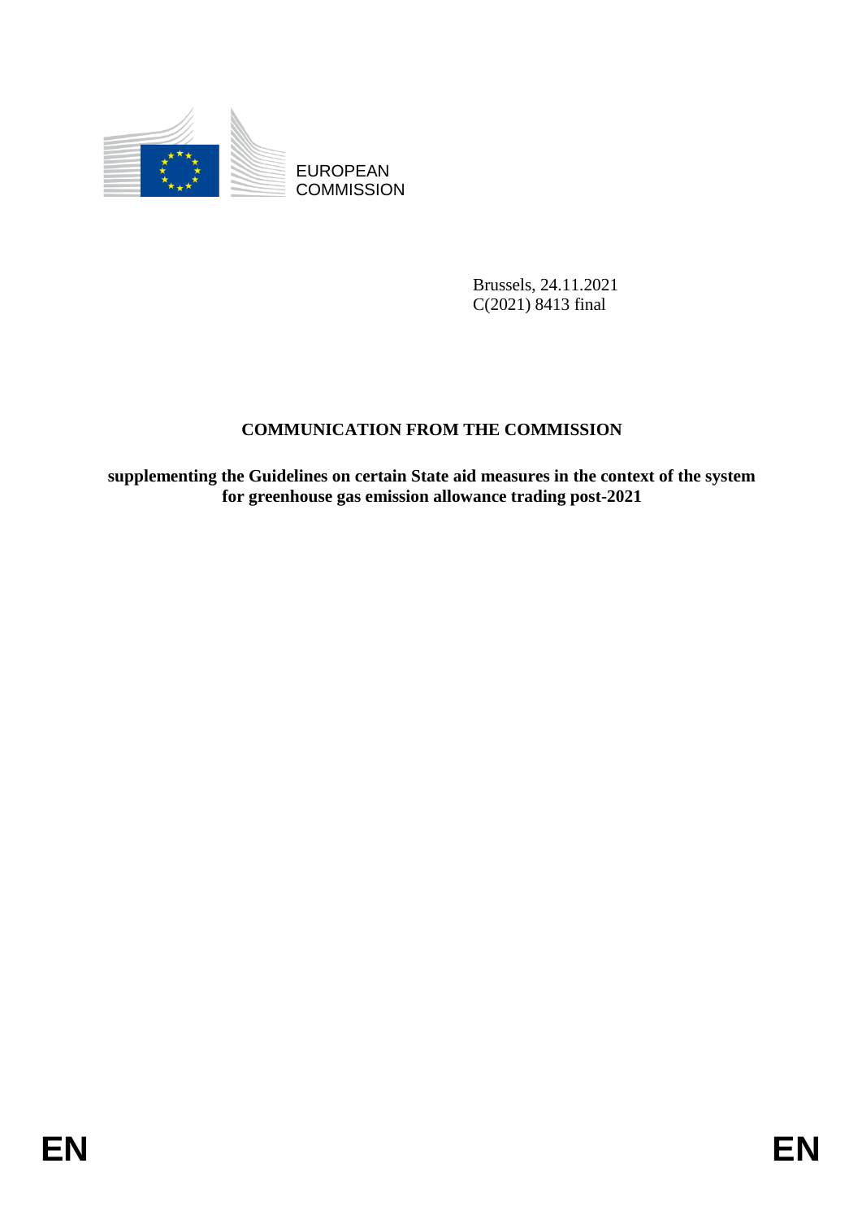EUROPEAN COMMISSION

Brussels, 24.11.2021
C(2021) 8413 final

# COMMUNICATION FROM THE COMMISSION

**supplementing the Guidelines on certain State aid measures in the context of the system for greenhouse gas emission allowance trading post-2021**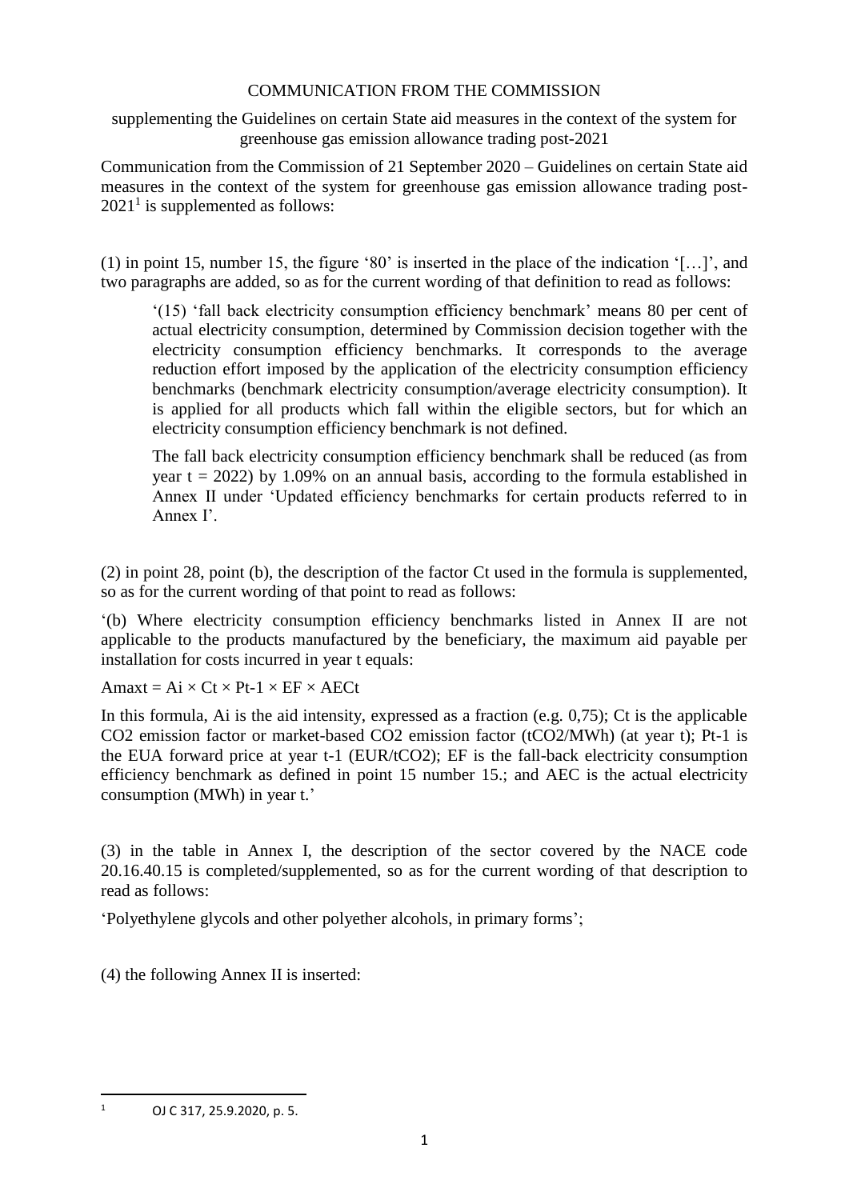COMMUNICATION FROM THE COMMISSION

supplementing the Guidelines on certain State aid measures in the context of the system for greenhouse gas emission allowance trading post-2021

Communication from the Commission of 21 September 2020 – Guidelines on certain State aid measures in the context of the system for greenhouse gas emission allowance trading post-2021[1] is supplemented as follows:

(1) in point 15, number 15, the figure '80' is inserted in the place of the indication '[…]', and two paragraphs are added, so as for the current wording of that definition to read as follows:

> '(15) 'fall back electricity consumption efficiency benchmark' means 80 per cent of actual electricity consumption, determined by Commission decision together with the electricity consumption efficiency benchmarks. It corresponds to the average reduction effort imposed by the application of the electricity consumption efficiency benchmarks (benchmark electricity consumption/average electricity consumption). It is applied for all products which fall within the eligible sectors, but for which an electricity consumption efficiency benchmark is not defined.
>
> The fall back electricity consumption efficiency benchmark shall be reduced (as from year t = 2022) by 1.09% on an annual basis, according to the formula established in Annex II under 'Updated efficiency benchmarks for certain products referred to in Annex I'.

(2) in point 28, point (b), the description of the factor Ct used in the formula is supplemented, so as for the current wording of that point to read as follows:

'(b) Where electricity consumption efficiency benchmarks listed in Annex II are not applicable to the products manufactured by the beneficiary, the maximum aid payable per installation for costs incurred in year t equals:

$$Amaxt = Ai \times Ct \times Pt\text{-}1 \times EF \times AECt$$

In this formula, Ai is the aid intensity, expressed as a fraction (e.g. 0,75); Ct is the applicable $CO_2$ emission factor or market-based $CO_2$ emission factor ($tCO_2$/MWh) (at year t); Pt-1 is the EUA forward price at year t-1 (EUR/$tCO_2$); EF is the fall-back electricity consumption efficiency benchmark as defined in point 15 number 15.; and AEC is the actual electricity consumption (MWh) in year t.'

(3) in the table in Annex I, the description of the sector covered by the NACE code 20.16.40.15 is completed/supplemented, so as for the current wording of that description to read as follows:

'Polyethylene glycols and other polyether alcohols, in primary forms';

(4) the following Annex II is inserted:

[1] OJ C 317, 25.9.2020, p. 5.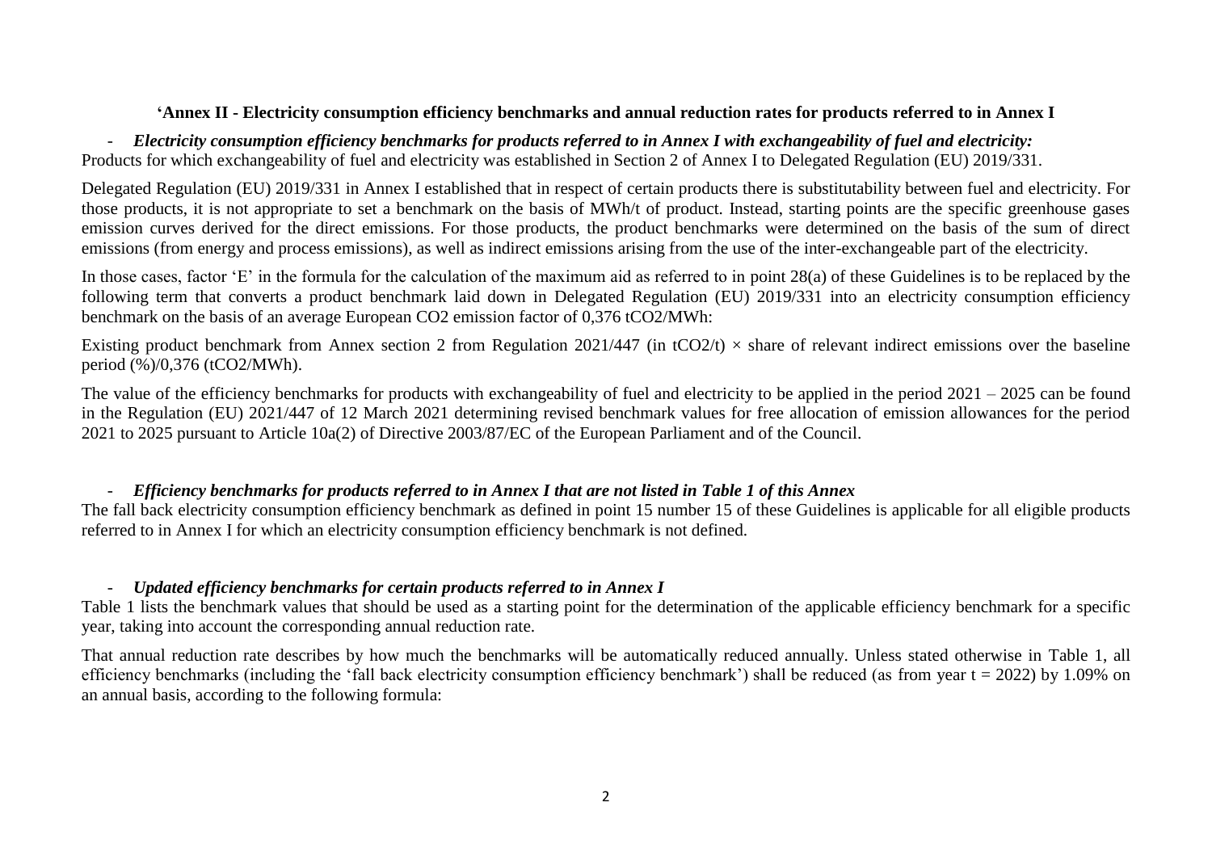**‘Annex II - Electricity consumption efficiency benchmarks and annual reduction rates for products referred to in Annex I**

- ***Electricity consumption efficiency benchmarks for products referred to in Annex I with exchangeability of fuel and electricity:***

Products for which exchangeability of fuel and electricity was established in Section 2 of Annex I to Delegated Regulation (EU) 2019/331.

Delegated Regulation (EU) 2019/331 in Annex I established that in respect of certain products there is substitutability between fuel and electricity. For those products, it is not appropriate to set a benchmark on the basis of MWh/t of product. Instead, starting points are the specific greenhouse gases emission curves derived for the direct emissions. For those products, the product benchmarks were determined on the basis of the sum of direct emissions (from energy and process emissions), as well as indirect emissions arising from the use of the inter-exchangeable part of the electricity.

In those cases, factor ‘E’ in the formula for the calculation of the maximum aid as referred to in point 28(a) of these Guidelines is to be replaced by the following term that converts a product benchmark laid down in Delegated Regulation (EU) 2019/331 into an electricity consumption efficiency benchmark on the basis of an average European $CO_2$ emission factor of 0,376 $tCO_2/MWh$:

Existing product benchmark from Annex section 2 from Regulation 2021/447 (in $tCO_2/t$) × share of relevant indirect emissions over the baseline period (%)/0,376 ($tCO_2/MWh$).

The value of the efficiency benchmarks for products with exchangeability of fuel and electricity to be applied in the period 2021 – 2025 can be found in the Regulation (EU) 2021/447 of 12 March 2021 determining revised benchmark values for free allocation of emission allowances for the period 2021 to 2025 pursuant to Article 10a(2) of Directive 2003/87/EC of the European Parliament and of the Council.

- ***Efficiency benchmarks for products referred to in Annex I that are not listed in Table 1 of this Annex***

The fall back electricity consumption efficiency benchmark as defined in point 15 number 15 of these Guidelines is applicable for all eligible products referred to in Annex I for which an electricity consumption efficiency benchmark is not defined.

- ***Updated efficiency benchmarks for certain products referred to in Annex I***

Table 1 lists the benchmark values that should be used as a starting point for the determination of the applicable efficiency benchmark for a specific year, taking into account the corresponding annual reduction rate.

That annual reduction rate describes by how much the benchmarks will be automatically reduced annually. Unless stated otherwise in Table 1, all efficiency benchmarks (including the ‘fall back electricity consumption efficiency benchmark’) shall be reduced (as from year $t = 2022$) by 1.09% on an annual basis, according to the following formula: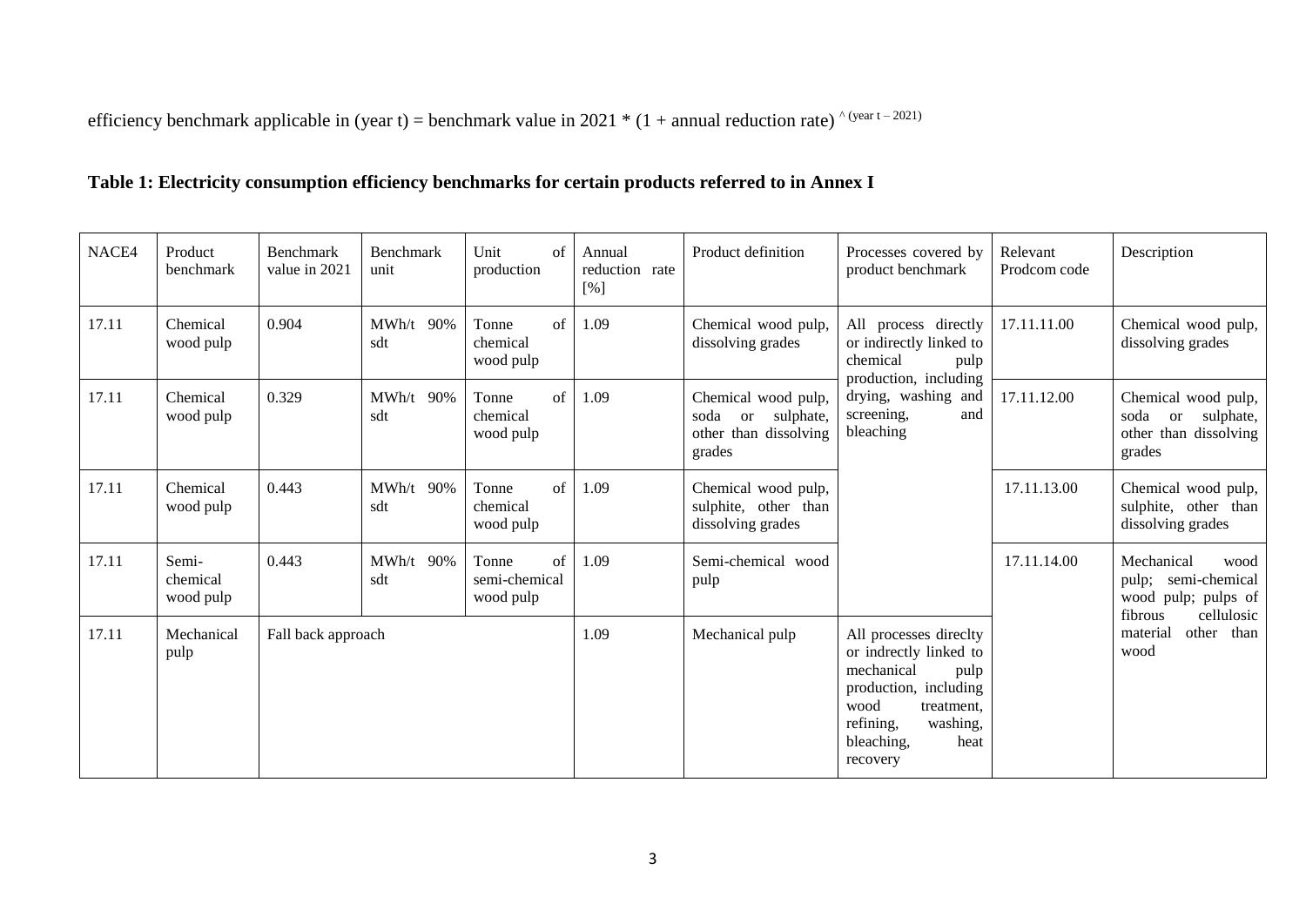efficiency benchmark applicable in (year t) = benchmark value in 2021 * (1 + annual reduction rate) ^ (year t – 2021)

**Table 1: Electricity consumption efficiency benchmarks for certain products referred to in Annex I**

| NACE4 | Product benchmark | Benchmark value in 2021 | Benchmark unit | Unit of production | Annual reduction rate [%] | Product definition | Processes covered by product benchmark | Relevant Prodcom code | Description |
|---|---|---|---|---|---|---|---|---|---|
| 17.11 | Chemical wood pulp | 0.904 | MWh/t 90% sdt | Tonne of chemical wood pulp | 1.09 | Chemical wood pulp, dissolving grades | All process directly or indirectly linked to chemical pulp production, including drying, washing and screening, and bleaching | 17.11.11.00 | Chemical wood pulp, dissolving grades |
| 17.11 | Chemical wood pulp | 0.329 | MWh/t 90% sdt | Tonne of chemical wood pulp | 1.09 | Chemical wood pulp, soda or sulphate, other than dissolving grades | | 17.11.12.00 | Chemical wood pulp, soda or sulphate, other than dissolving grades |
| 17.11 | Chemical wood pulp | 0.443 | MWh/t 90% sdt | Tonne of chemical wood pulp | 1.09 | Chemical wood pulp, sulphite, other than dissolving grades | | 17.11.13.00 | Chemical wood pulp, sulphite, other than dissolving grades |
| 17.11 | Semi-chemical wood pulp | 0.443 | MWh/t 90% sdt | Tonne of semi-chemical wood pulp | 1.09 | Semi-chemical wood pulp | | 17.11.14.00 | Mechanical wood pulp; semi-chemical wood pulp; pulps of fibrous cellulosic material other than wood |
| 17.11 | Mechanical pulp | Fall back approach | | | 1.09 | Mechanical pulp | All processes direclty or indrectly linked to mechanical pulp production, including wood treatment, refining, washing, bleaching, heat recovery | | |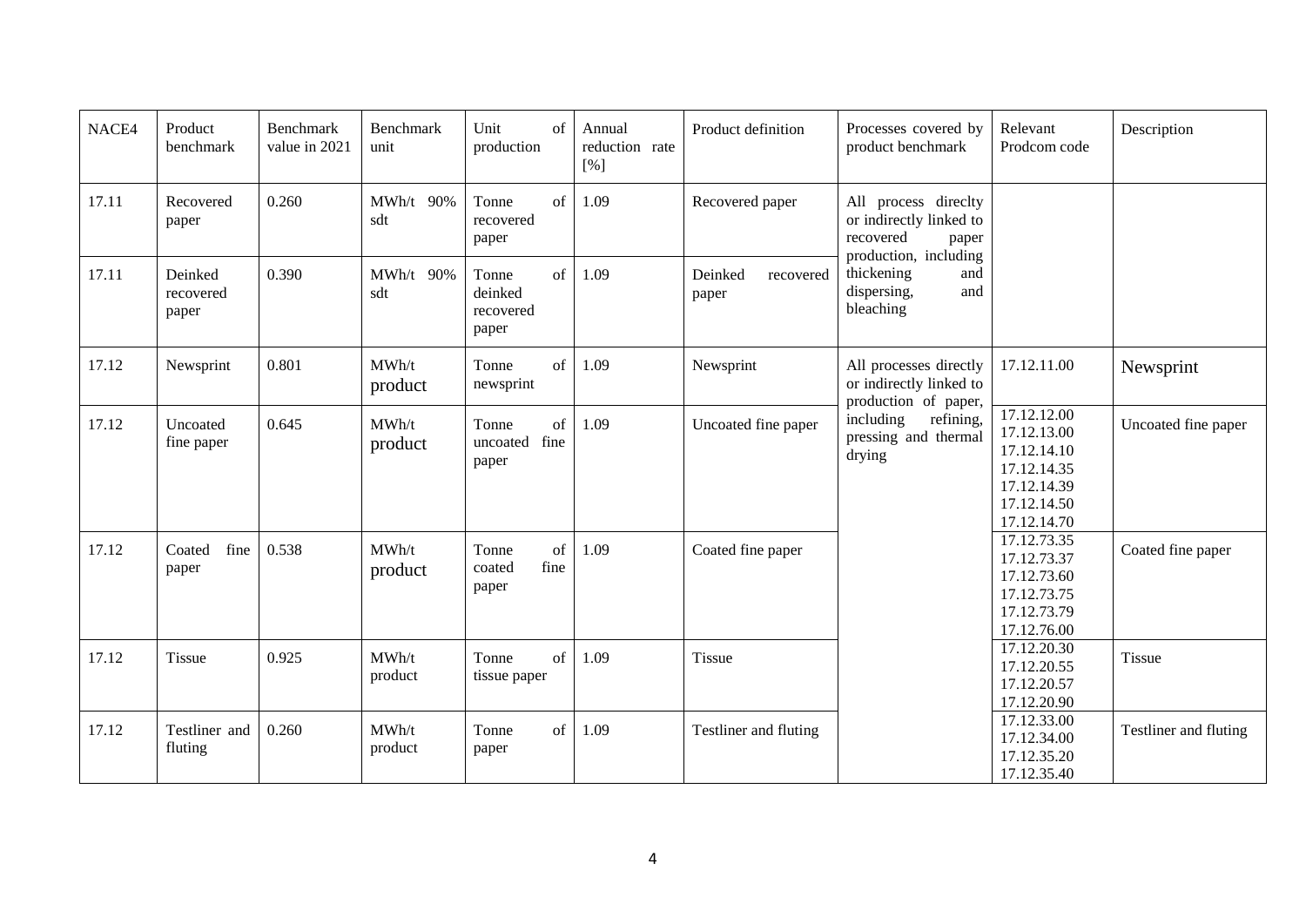| NACE4 | Product benchmark | Benchmark value in 2021 | Benchmark unit | Unit of production | Annual reduction rate [%] | Product definition | Processes covered by product benchmark | Relevant Prodcom code | Description |
|---|---|---|---|---|---|---|---|---|---|
| 17.11 | Recovered paper | 0.260 | MWh/t 90% sdt | Tonne of recovered paper | 1.09 | Recovered paper | All process direclty or indirectly linked to recovered paper production, including thickening and dispersing, and bleaching | | |
| 17.11 | Deinked recovered paper | 0.390 | MWh/t 90% sdt | Tonne of deinked recovered paper | 1.09 | Deinked recovered paper | | | |
| 17.12 | Newsprint | 0.801 | MWh/t product | Tonne of newsprint | 1.09 | Newsprint | All processes directly or indirectly linked to production of paper, including refining, pressing and thermal drying | 17.12.11.00 | Newsprint |
| 17.12 | Uncoated fine paper | 0.645 | MWh/t product | Tonne of uncoated fine paper | 1.09 | Uncoated fine paper | | 17.12.12.00<br>17.12.13.00<br>17.12.14.10<br>17.12.14.35<br>17.12.14.39<br>17.12.14.50<br>17.12.14.70 | Uncoated fine paper |
| 17.12 | Coated fine paper | 0.538 | MWh/t product | Tonne of coated fine paper | 1.09 | Coated fine paper | | 17.12.73.35<br>17.12.73.37<br>17.12.73.60<br>17.12.73.75<br>17.12.73.79<br>17.12.76.00 | Coated fine paper |
| 17.12 | Tissue | 0.925 | MWh/t product | Tonne of tissue paper | 1.09 | Tissue | | 17.12.20.30<br>17.12.20.55<br>17.12.20.57<br>17.12.20.90 | Tissue |
| 17.12 | Testliner and fluting | 0.260 | MWh/t product | Tonne of paper | 1.09 | Testliner and fluting | | 17.12.33.00<br>17.12.34.00<br>17.12.35.20<br>17.12.35.40 | Testliner and fluting |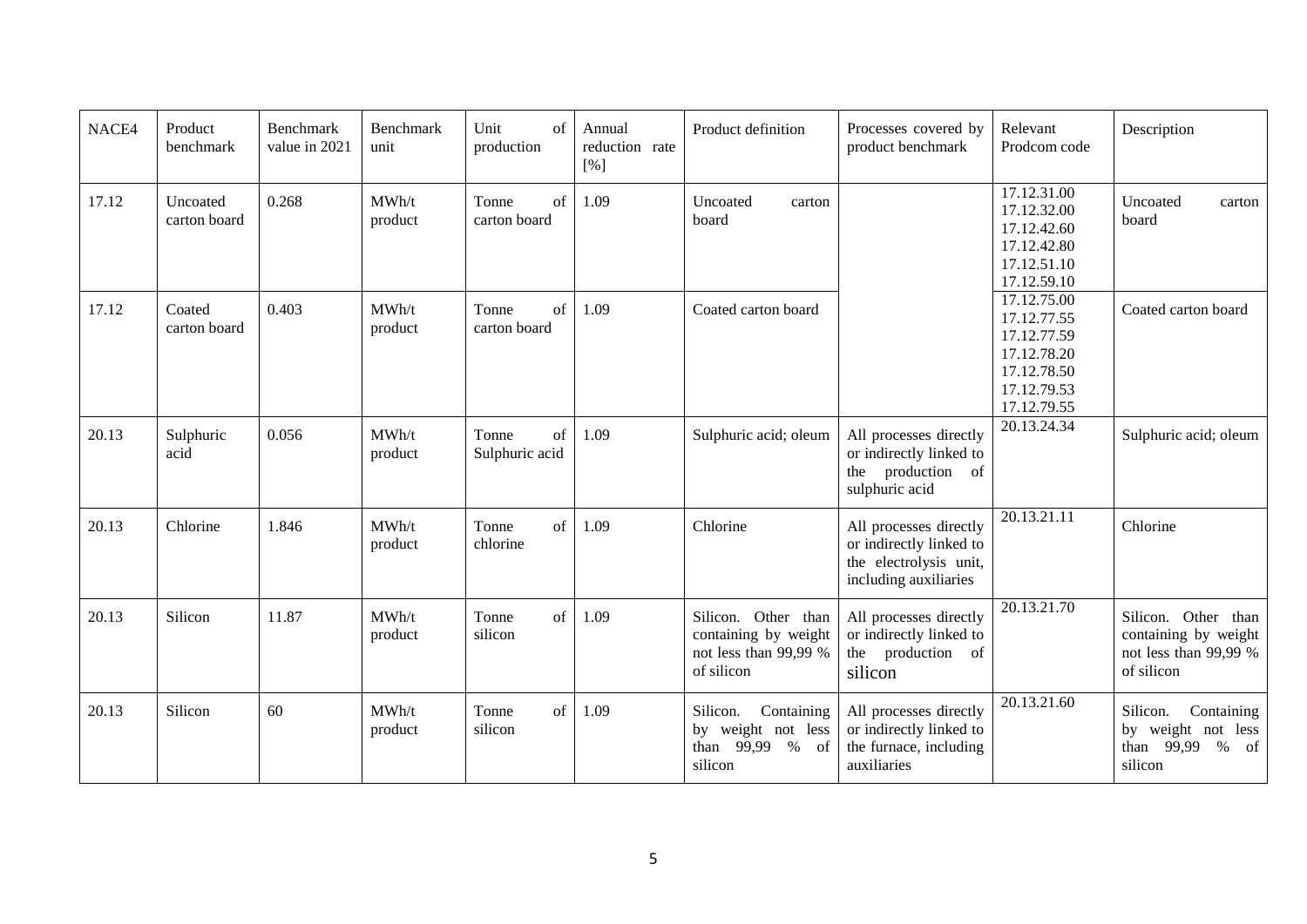| NACE4 | Product benchmark | Benchmark value in 2021 | Benchmark unit | Unit of production | Annual reduction rate [%] | Product definition | Processes covered by product benchmark | Relevant Prodcom code | Description |
|---|---|---|---|---|---|---|---|---|---|
| 17.12 | Uncoated carton board | 0.268 | MWh/t product | Tonne of carton board | 1.09 | Uncoated carton board | | 17.12.31.00 17.12.32.00 17.12.42.60 17.12.42.80 17.12.51.10 17.12.59.10 | Uncoated carton board |
| 17.12 | Coated carton board | 0.403 | MWh/t product | Tonne of carton board | 1.09 | Coated carton board | | 17.12.75.00 17.12.77.55 17.12.77.59 17.12.78.20 17.12.78.50 17.12.79.53 17.12.79.55 | Coated carton board |
| 20.13 | Sulphuric acid | 0.056 | MWh/t product | Tonne of Sulphuric acid | 1.09 | Sulphuric acid; oleum | All processes directly or indirectly linked to the production of sulphuric acid | 20.13.24.34 | Sulphuric acid; oleum |
| 20.13 | Chlorine | 1.846 | MWh/t product | Tonne of chlorine | 1.09 | Chlorine | All processes directly or indirectly linked to the electrolysis unit, including auxiliaries | 20.13.21.11 | Chlorine |
| 20.13 | Silicon | 11.87 | MWh/t product | Tonne of silicon | 1.09 | Silicon. Other than containing by weight not less than 99,99 % of silicon | All processes directly or indirectly linked to the production of silicon | 20.13.21.70 | Silicon. Other than containing by weight not less than 99,99 % of silicon |
| 20.13 | Silicon | 60 | MWh/t product | Tonne of silicon | 1.09 | Silicon. Containing by weight not less than 99,99 % of silicon | All processes directly or indirectly linked to the furnace, including auxiliaries | 20.13.21.60 | Silicon. Containing by weight not less than 99,99 % of silicon |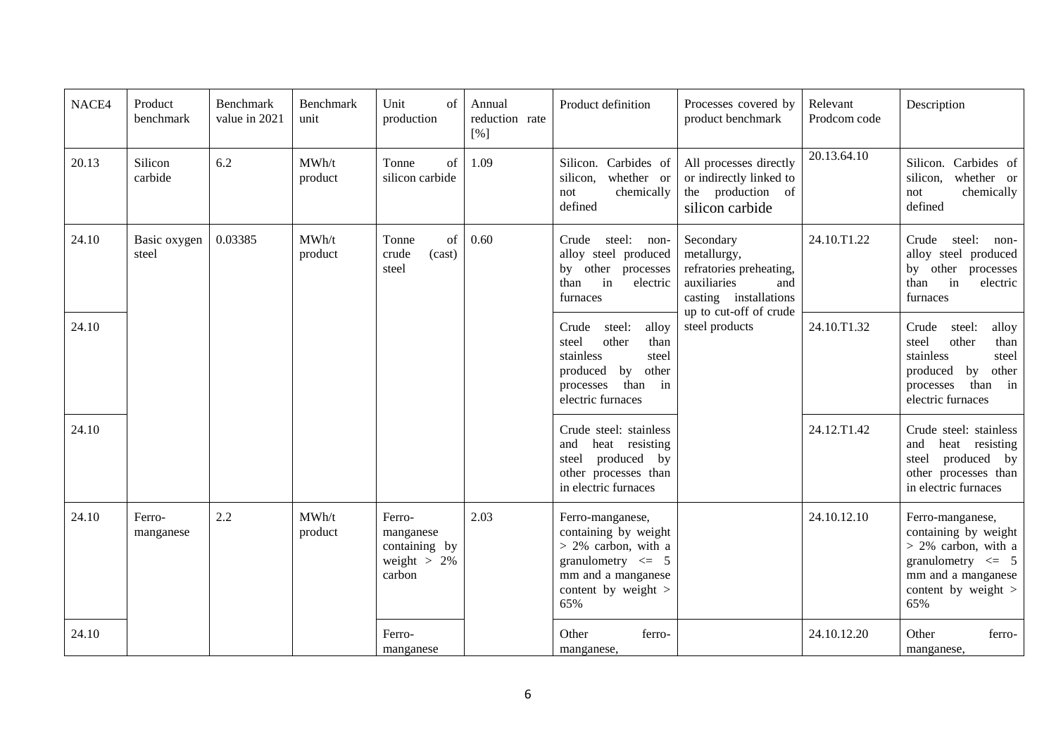| NACE4 | Product benchmark | Benchmark value in 2021 | Benchmark unit | Unit of production | Annual reduction rate [%] | Product definition | Processes covered by product benchmark | Relevant Prodcom code | Description |
|---|---|---|---|---|---|---|---|---|---|
| 20.13 | Silicon carbide | 6.2 | MWh/t product | Tonne of silicon carbide | 1.09 | Silicon. Carbides of silicon, whether or not chemically defined | All processes directly or indirectly linked to the production of silicon carbide | 20.13.64.10 | Silicon. Carbides of silicon, whether or not chemically defined |
| 24.10 | Basic oxygen steel | 0.03385 | MWh/t product | Tonne of crude (cast) steel | 0.60 | Crude steel: non-alloy steel produced by other processes than in electric furnaces | Secondary metallurgy, refratories preheating, auxiliaries and casting installations up to cut-off of crude steel products | 24.10.T1.22 | Crude steel: non-alloy steel produced by other processes than in electric furnaces |
| 24.10 | | | | | | Crude steel: alloy steel other than stainless steel produced by other processes than in electric furnaces | | 24.10.T1.32 | Crude steel: alloy steel other than stainless steel produced by other processes than in electric furnaces |
| 24.10 | | | | | | Crude steel: stainless and heat resisting steel produced by other processes than in electric furnaces | | 24.12.T1.42 | Crude steel: stainless and heat resisting steel produced by other processes than in electric furnaces |
| 24.10 | Ferro-manganese | 2.2 | MWh/t product | Ferro-manganese containing by weight > 2% carbon | 2.03 | Ferro-manganese, containing by weight > 2% carbon, with a granulometry <= 5 mm and a manganese content by weight > 65% | | 24.10.12.10 | Ferro-manganese, containing by weight > 2% carbon, with a granulometry <= 5 mm and a manganese content by weight > 65% |
| 24.10 | | | | Ferro-manganese | | Other ferro-manganese, | | 24.10.12.20 | Other ferro-manganese, |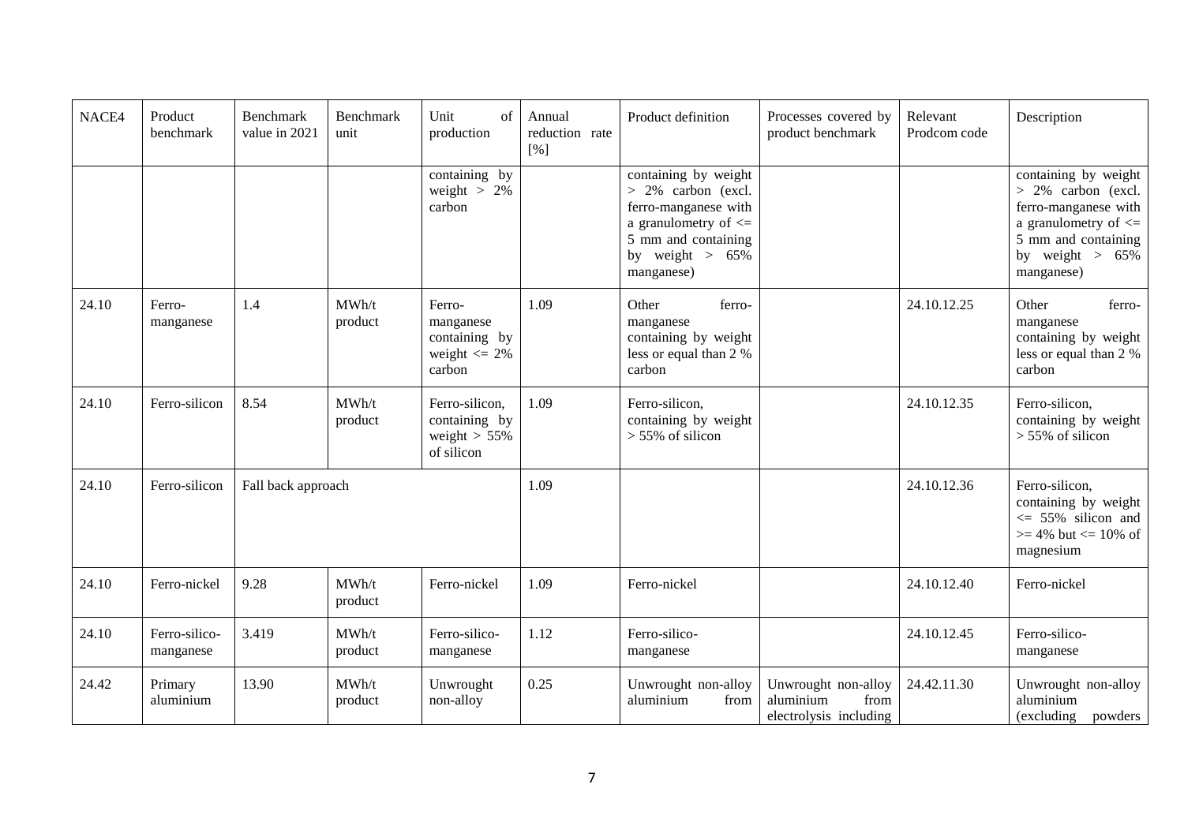| NACE4 | Product benchmark | Benchmark value in 2021 | Benchmark unit | Unit of production | Annual reduction rate [%] | Product definition | Processes covered by product benchmark | Relevant Prodcom code | Description |
|---|---|---|---|---|---|---|---|---|---|
| | | | | containing by weight > 2% carbon | | containing by weight > 2% carbon (excl. ferro-manganese with a granulometry of <= 5 mm and containing by weight > 65% manganese) | | | containing by weight > 2% carbon (excl. ferro-manganese with a granulometry of <= 5 mm and containing by weight > 65% manganese) |
| 24.10 | Ferro-manganese | 1.4 | MWh/t product | Ferro-manganese containing by weight <= 2% carbon | 1.09 | Other ferro-manganese containing by weight less or equal than 2 % carbon | | 24.10.12.25 | Other ferro-manganese containing by weight less or equal than 2 % carbon |
| 24.10 | Ferro-silicon | 8.54 | MWh/t product | Ferro-silicon, containing by weight > 55% of silicon | 1.09 | Ferro-silicon, containing by weight > 55% of silicon | | 24.10.12.35 | Ferro-silicon, containing by weight > 55% of silicon |
| 24.10 | Ferro-silicon | Fall back approach | | | 1.09 | | | 24.10.12.36 | Ferro-silicon, containing by weight <= 55% silicon and >= 4% but <= 10% of magnesium |
| 24.10 | Ferro-nickel | 9.28 | MWh/t product | Ferro-nickel | 1.09 | Ferro-nickel | | 24.10.12.40 | Ferro-nickel |
| 24.10 | Ferro-silico-manganese | 3.419 | MWh/t product | Ferro-silico-manganese | 1.12 | Ferro-silico-manganese | | 24.10.12.45 | Ferro-silico-manganese |
| 24.42 | Primary aluminium | 13.90 | MWh/t product | Unwrought non-alloy | 0.25 | Unwrought non-alloy aluminium from | Unwrought non-alloy aluminium from electrolysis including | 24.42.11.30 | Unwrought non-alloy aluminium (excluding powders |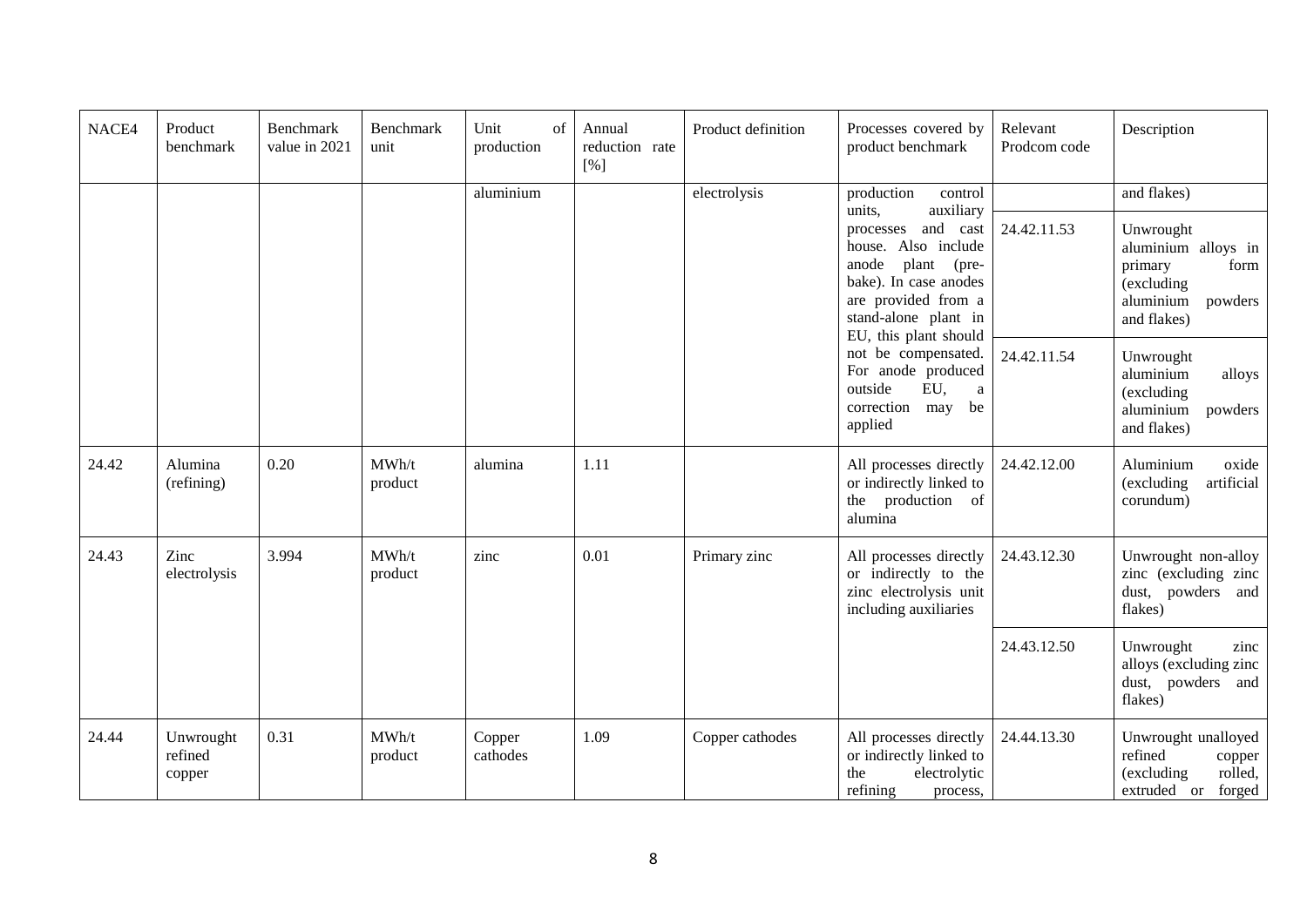| NACE4 | Product benchmark | Benchmark value in 2021 | Benchmark unit | Unit of production | Annual reduction rate [%] | Product definition | Processes covered by product benchmark | Relevant Prodcom code | Description |
|---|---|---|---|---|---|---|---|---|---|
| | | | | aluminium | | electrolysis | production control units, auxiliary processes and cast house. Also include anode plant (pre-bake). In case anodes are provided from a stand-alone plant in EU, this plant should not be compensated. For anode produced outside EU, a correction may be applied | | and flakes) |
| | | | | | | | | 24.42.11.53 | Unwrought aluminium alloys in primary form (excluding aluminium powders and flakes) |
| | | | | | | | | 24.42.11.54 | Unwrought aluminium alloys (excluding aluminium powders and flakes) |
| 24.42 | Alumina (refining) | 0.20 | MWh/t product | alumina | 1.11 | | All processes directly or indirectly linked to the production of alumina | 24.42.12.00 | Aluminium oxide (excluding artificial corundum) |
| 24.43 | Zinc electrolysis | 3.994 | MWh/t product | zinc | 0.01 | Primary zinc | All processes directly or indirectly to the zinc electrolysis unit including auxiliaries | 24.43.12.30 | Unwrought non-alloy zinc (excluding zinc dust, powders and flakes) |
| | | | | | | | | 24.43.12.50 | Unwrought zinc alloys (excluding zinc dust, powders and flakes) |
| 24.44 | Unwrought refined copper | 0.31 | MWh/t product | Copper cathodes | 1.09 | Copper cathodes | All processes directly or indirectly linked to the electrolytic refining process, | 24.44.13.30 | Unwrought unalloyed refined copper (excluding rolled, extruded or forged |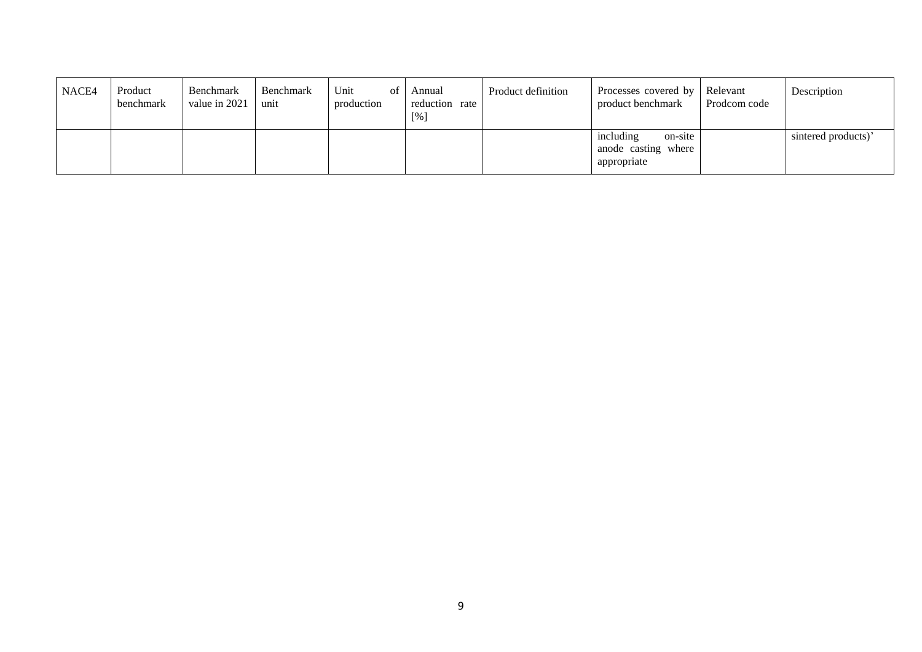| NACE4 | Product benchmark | Benchmark value in 2021 | Benchmark unit | Unit of production | Annual reduction rate [%] | Product definition | Processes covered by product benchmark | Relevant Prodcom code | Description |
|---|---|---|---|---|---|---|---|---|---|
| | | | | | | | including on-site anode casting where appropriate | | sintered products)’ |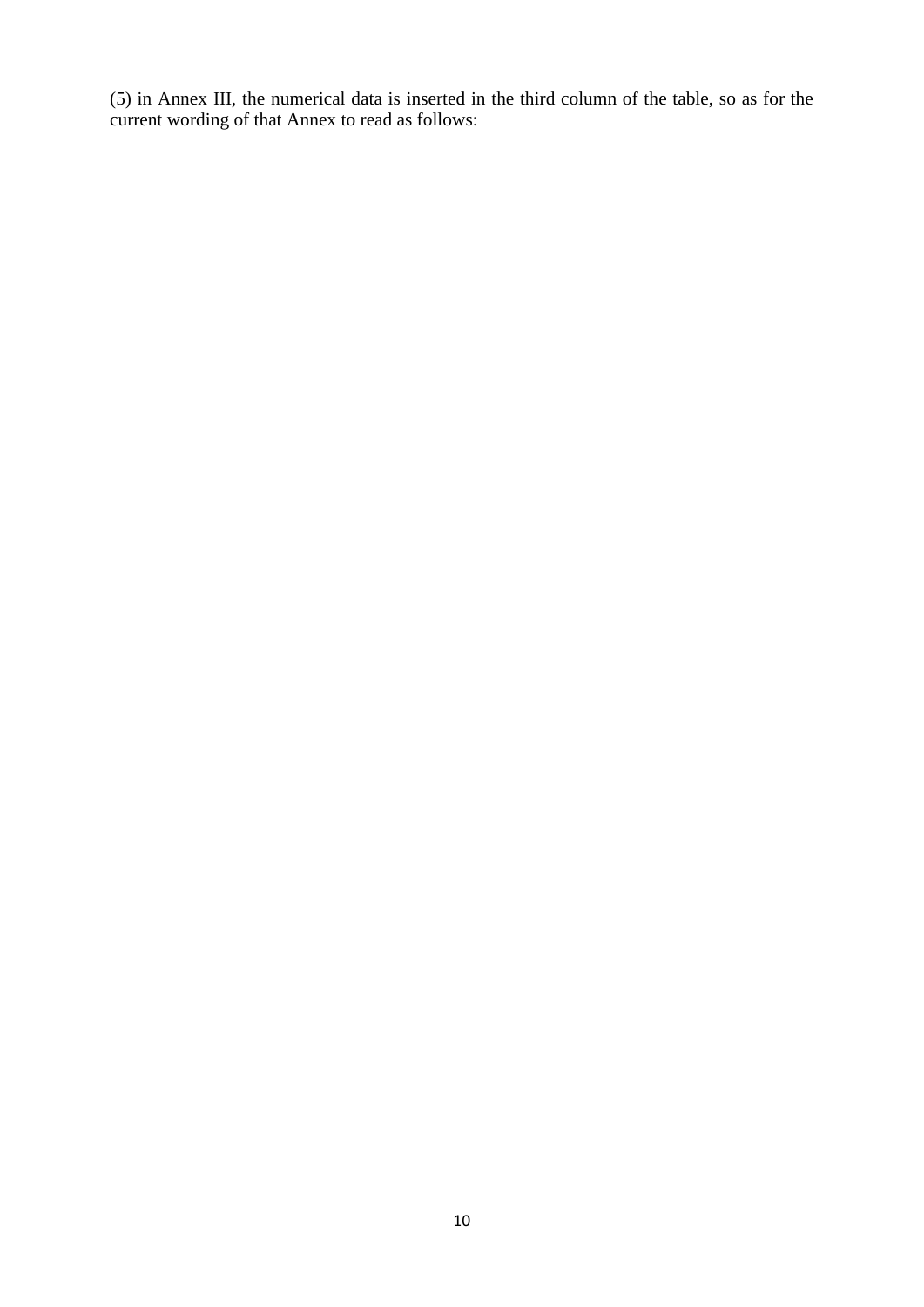(5) in Annex III, the numerical data is inserted in the third column of the table, so as for the current wording of that Annex to read as follows: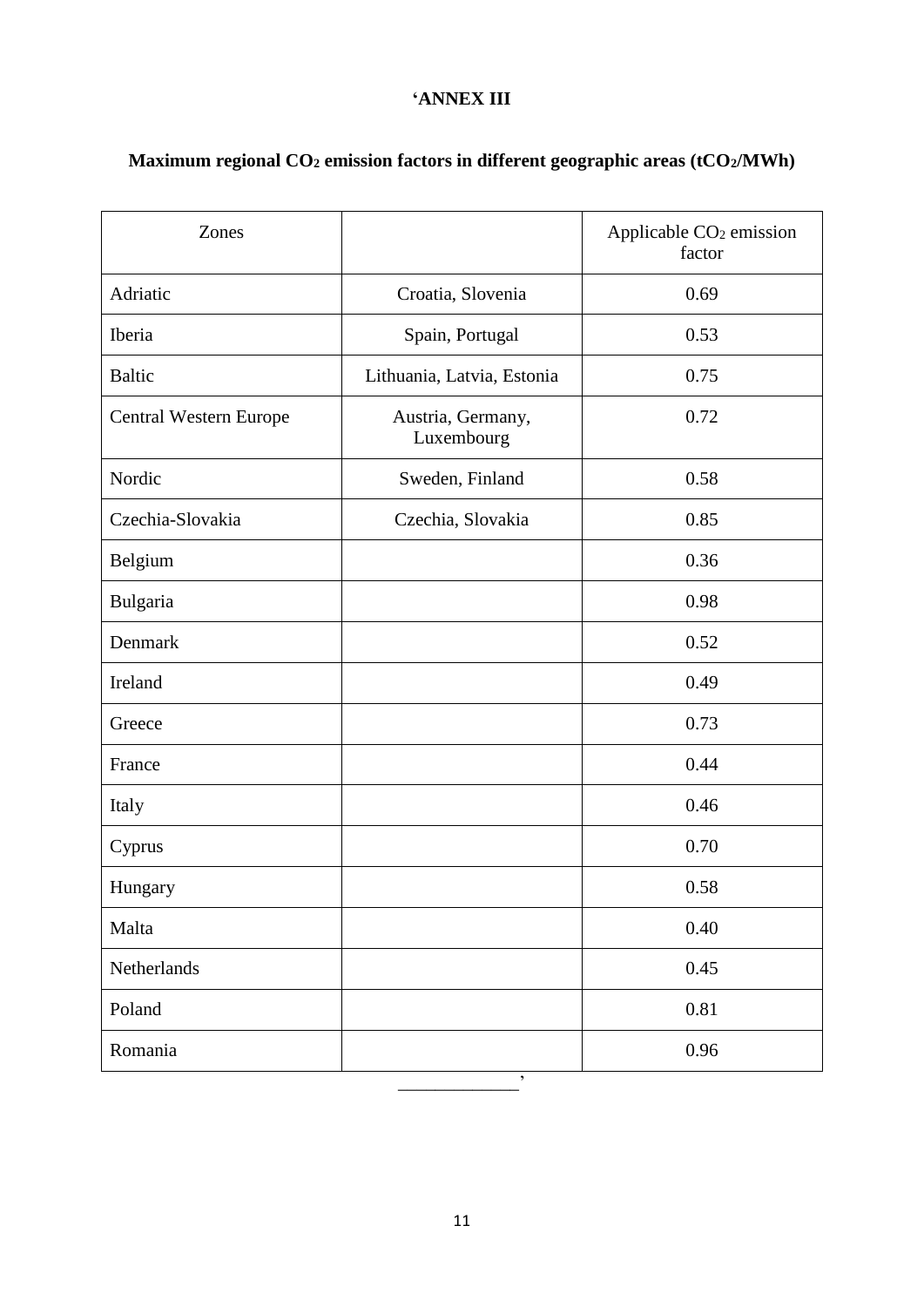**‘ANNEX III**

**Maximum regional $CO_2$ emission factors in different geographic areas ($tCO_2/MWh$)**

| Zones | | Applicable $CO_2$ emission factor |
|---|---|---|
| Adriatic | Croatia, Slovenia | 0.69 |
| Iberia | Spain, Portugal | 0.53 |
| Baltic | Lithuania, Latvia, Estonia | 0.75 |
| Central Western Europe | Austria, Germany, Luxembourg | 0.72 |
| Nordic | Sweden, Finland | 0.58 |
| Czechia-Slovakia | Czechia, Slovakia | 0.85 |
| Belgium | | 0.36 |
| Bulgaria | | 0.98 |
| Denmark | | 0.52 |
| Ireland | | 0.49 |
| Greece | | 0.73 |
| France | | 0.44 |
| Italy | | 0.46 |
| Cyprus | | 0.70 |
| Hungary | | 0.58 |
| Malta | | 0.40 |
| Netherlands | | 0.45 |
| Poland | | 0.81 |
| Romania | | 0.96 |

’